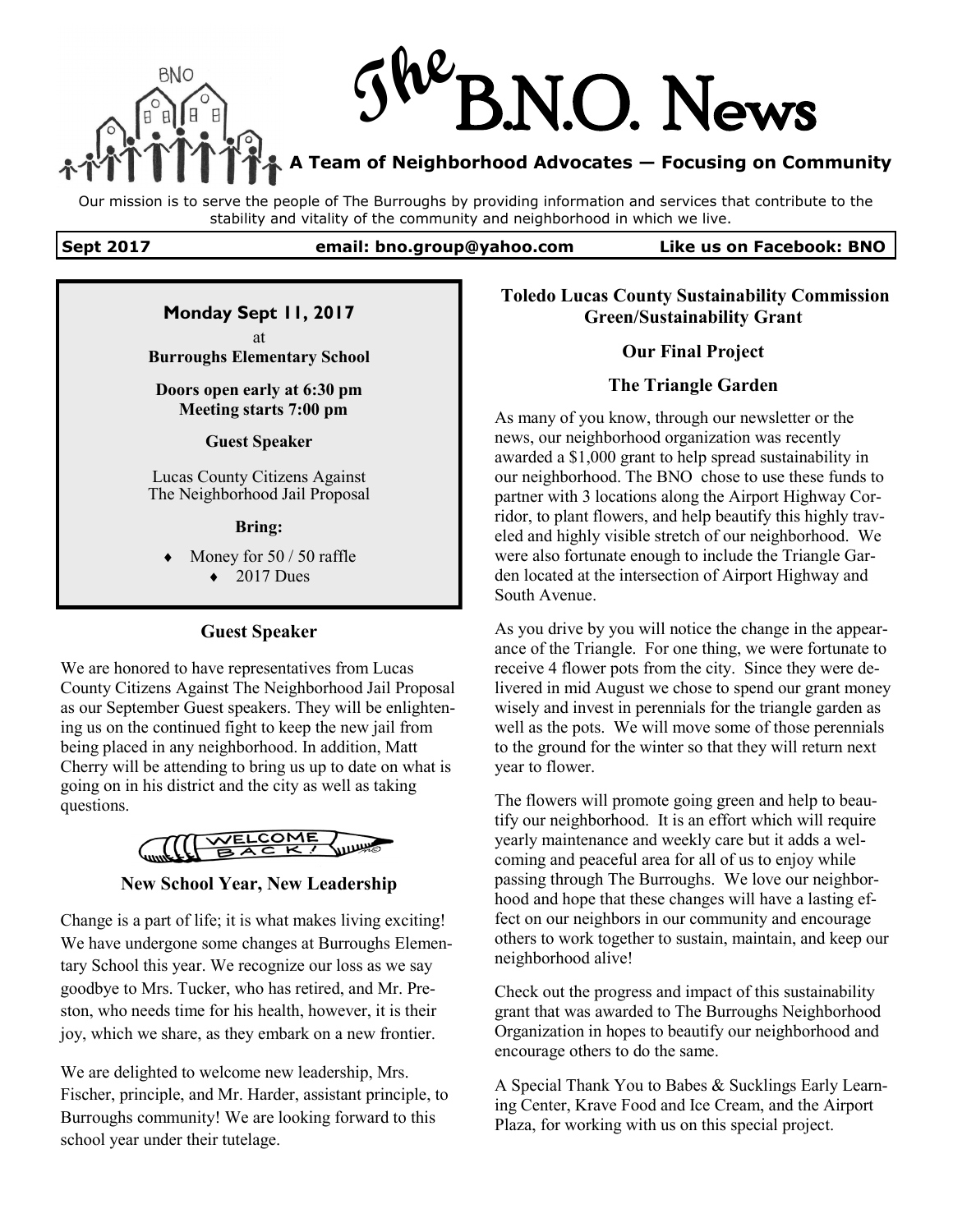# The B.N.O. News

**A Team of Neighborhood Advocates — Focusing on Community**

Our mission is to serve the people of The Burroughs by providing information and services that contribute to the stability and vitality of the community and neighborhood in which we live.

**Sept 2017** | **email: bno.group@yahoo.com** | **Like us on Facebook: BNO**

---

**Monday Sept 11, 2017**

at

**Burroughs Elementary School**

**Doors open early at 6:30 pm**
**Meeting starts 7:00 pm**

**Guest Speaker**

Lucas County Citizens Against
The Neighborhood Jail Proposal

**Bring:**

- Money for 50 / 50 raffle
- 2017 Dues

---

### Guest Speaker

We are honored to have representatives from Lucas County Citizens Against The Neighborhood Jail Proposal as our September Guest speakers. They will be enlightening us on the continued fight to keep the new jail from being placed in any neighborhood. In addition, Matt Cherry will be attending to bring us up to date on what is going on in his district and the city as well as taking questions.

### New School Year, New Leadership

Change is a part of life; it is what makes living exciting! We have undergone some changes at Burroughs Elementary School this year. We recognize our loss as we say goodbye to Mrs. Tucker, who has retired, and Mr. Preston, who needs time for his health, however, it is their joy, which we share, as they embark on a new frontier.

We are delighted to welcome new leadership, Mrs. Fischer, principle, and Mr. Harder, assistant principle, to Burroughs community! We are looking forward to this school year under their tutelage.

### Toledo Lucas County Sustainability Commission Green/Sustainability Grant

**Our Final Project**

**The Triangle Garden**

As many of you know, through our newsletter or the news, our neighborhood organization was recently awarded a $1,000 grant to help spread sustainability in our neighborhood. The BNO chose to use these funds to partner with 3 locations along the Airport Highway Corridor, to plant flowers, and help beautify this highly traveled and highly visible stretch of our neighborhood. We were also fortunate enough to include the Triangle Garden located at the intersection of Airport Highway and South Avenue.

As you drive by you will notice the change in the appearance of the Triangle. For one thing, we were fortunate to receive 4 flower pots from the city. Since they were delivered in mid August we chose to spend our grant money wisely and invest in perennials for the triangle garden as well as the pots. We will move some of those perennials to the ground for the winter so that they will return next year to flower.

The flowers will promote going green and help to beautify our neighborhood. It is an effort which will require yearly maintenance and weekly care but it adds a welcoming and peaceful area for all of us to enjoy while passing through The Burroughs. We love our neighborhood and hope that these changes will have a lasting effect on our neighbors in our community and encourage others to work together to sustain, maintain, and keep our neighborhood alive!

Check out the progress and impact of this sustainability grant that was awarded to The Burroughs Neighborhood Organization in hopes to beautify our neighborhood and encourage others to do the same.

A Special Thank You to Babes & Sucklings Early Learning Center, Krave Food and Ice Cream, and the Airport Plaza, for working with us on this special project.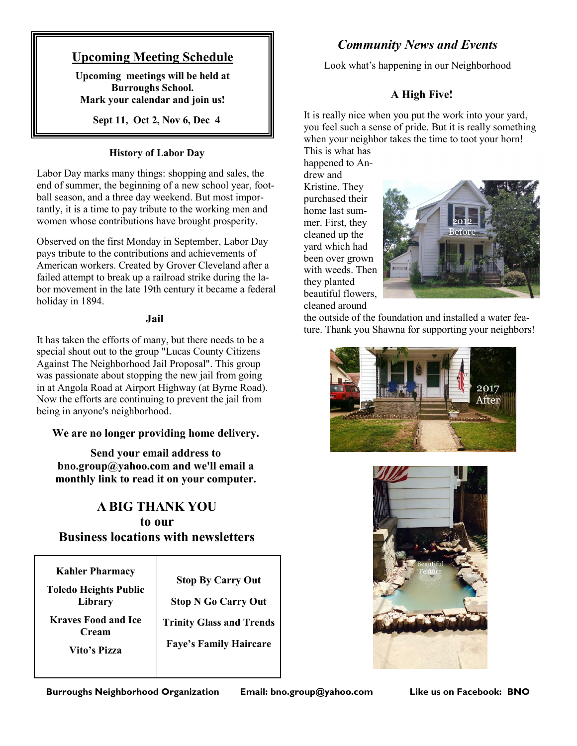## Upcoming Meeting Schedule

**Upcoming meetings will be held at Burroughs School. Mark your calendar and join us!**

**Sept 11, Oct 2, Nov 6, Dec 4**

### History of Labor Day

Labor Day marks many things: shopping and sales, the end of summer, the beginning of a new school year, football season, and a three day weekend. But most importantly, it is a time to pay tribute to the working men and women whose contributions have brought prosperity.

Observed on the first Monday in September, Labor Day pays tribute to the contributions and achievements of American workers. Created by Grover Cleveland after a failed attempt to break up a railroad strike during the labor movement in the late 19th century it became a federal holiday in 1894.

### Jail

It has taken the efforts of many, but there needs to be a special shout out to the group "Lucas County Citizens Against The Neighborhood Jail Proposal". This group was passionate about stopping the new jail from going in at Angola Road at Airport Highway (at Byrne Road). Now the efforts are continuing to prevent the jail from being in anyone's neighborhood.

**We are no longer providing home delivery.**

**Send your email address to bno.group@yahoo.com and we'll email a monthly link to read it on your computer.**

## A BIG THANK YOU to our Business locations with newsletters

| | |
|---|---|
| Kahler Pharmacy | Stop By Carry Out |
| Toledo Heights Public Library | Stop N Go Carry Out |
| Kraves Food and Ice Cream | Trinity Glass and Trends |
| Vito's Pizza | Faye's Family Haircare |

## *Community News and Events*

Look what's happening in our Neighborhood

### A High Five!

It is really nice when you put the work into your yard, you feel such a sense of pride. But it is really something when your neighbor takes the time to toot your horn! This is what has happened to Andrew and Kristine. They purchased their home last summer. First, they cleaned up the yard which had been over grown with weeds. Then they planted beautiful flowers, cleaned around the outside of the foundation and installed a water feature. Thank you Shawna for supporting your neighbors!

2012 Before

2017 After

Beautiful Feature

**Burroughs Neighborhood Organization** **Email: bno.group@yahoo.com** **Like us on Facebook: BNO**